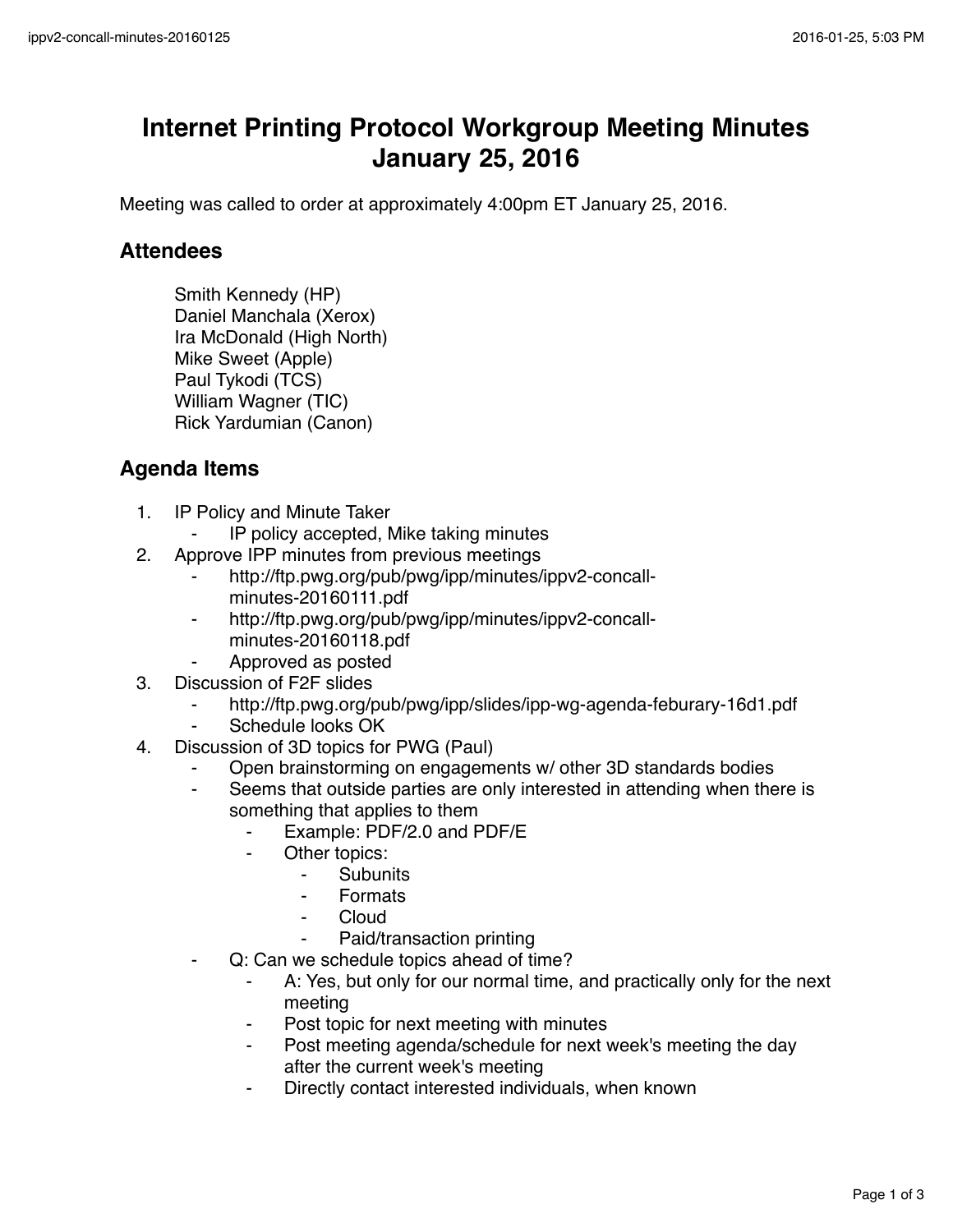# Internet Printing Protocol Workgroup Meeting Minutes January 25, 2016

Meeting was called to order at approximately 4:00pm ET January 25, 2016.

## Attendees

Smith Kennedy (HP)
Daniel Manchala (Xerox)
Ira McDonald (High North)
Mike Sweet (Apple)
Paul Tykodi (TCS)
William Wagner (TIC)
Rick Yardumian (Canon)

## Agenda Items

1. IP Policy and Minute Taker
    - IP policy accepted, Mike taking minutes
2. Approve IPP minutes from previous meetings
    - http://ftp.pwg.org/pub/pwg/ipp/minutes/ippv2-concall-minutes-20160111.pdf
    - http://ftp.pwg.org/pub/pwg/ipp/minutes/ippv2-concall-minutes-20160118.pdf
    - Approved as posted
3. Discussion of F2F slides
    - http://ftp.pwg.org/pub/pwg/ipp/slides/ipp-wg-agenda-feburary-16d1.pdf
    - Schedule looks OK
4. Discussion of 3D topics for PWG (Paul)
    - Open brainstorming on engagements w/ other 3D standards bodies
    - Seems that outside parties are only interested in attending when there is something that applies to them
        - Example: PDF/2.0 and PDF/E
        - Other topics:
            - Subunits
            - Formats
            - Cloud
            - Paid/transaction printing
    - Q: Can we schedule topics ahead of time?
        - A: Yes, but only for our normal time, and practically only for the next meeting
        - Post topic for next meeting with minutes
        - Post meeting agenda/schedule for next week's meeting the day after the current week's meeting
        - Directly contact interested individuals, when known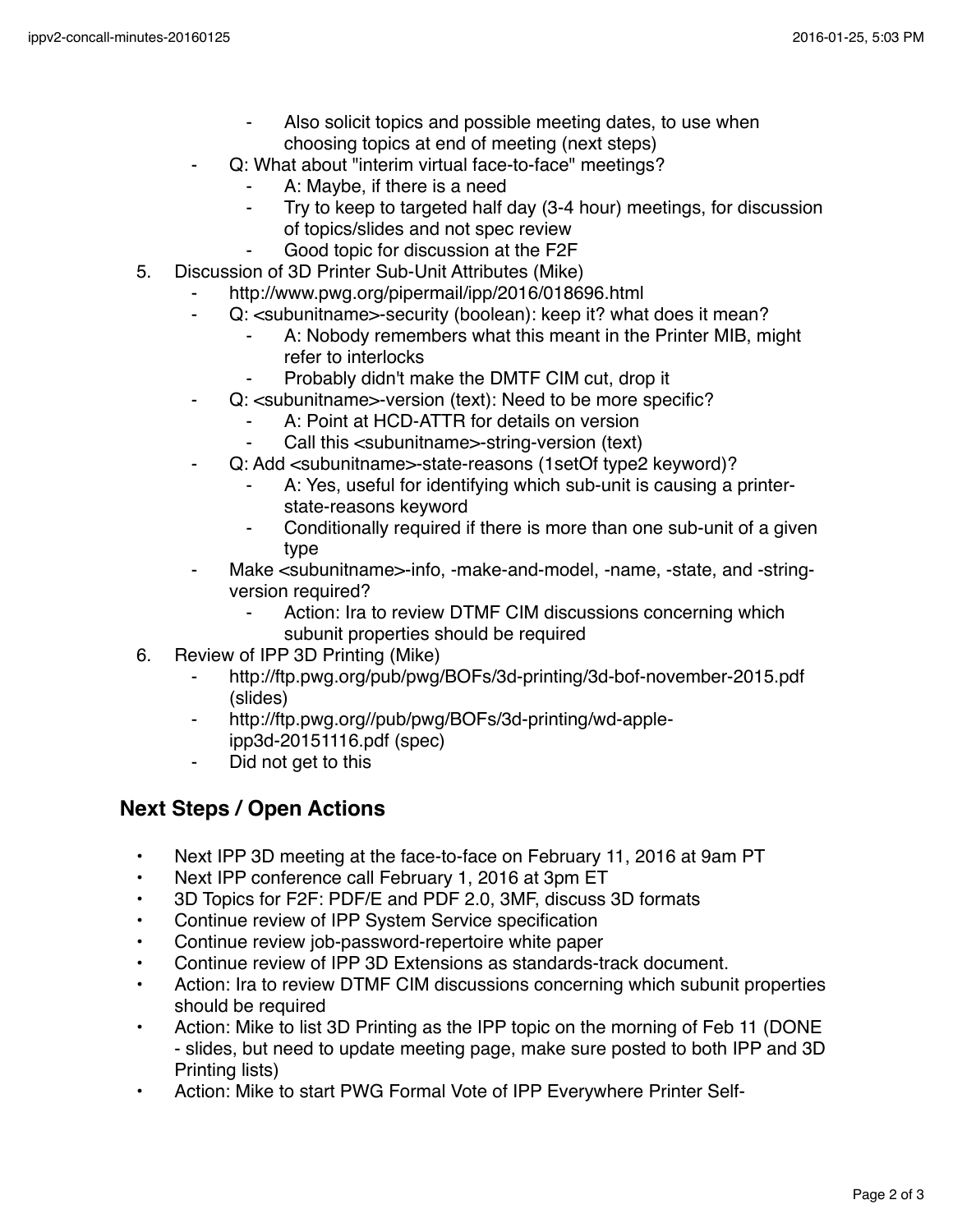- Also solicit topics and possible meeting dates, to use when choosing topics at end of meeting (next steps)
    - Q: What about "interim virtual face-to-face" meetings?
        - A: Maybe, if there is a need
        - Try to keep to targeted half day (3-4 hour) meetings, for discussion of topics/slides and not spec review
        - Good topic for discussion at the F2F
5. Discussion of 3D Printer Sub-Unit Attributes (Mike)
    - http://www.pwg.org/pipermail/ipp/2016/018696.html
    - Q: <subunitname>-security (boolean): keep it? what does it mean?
        - A: Nobody remembers what this meant in the Printer MIB, might refer to interlocks
        - Probably didn't make the DMTF CIM cut, drop it
    - Q: <subunitname>-version (text): Need to be more specific?
        - A: Point at HCD-ATTR for details on version
        - Call this <subunitname>-string-version (text)
    - Q: Add <subunitname>-state-reasons (1setOf type2 keyword)?
        - A: Yes, useful for identifying which sub-unit is causing a printer-state-reasons keyword
        - Conditionally required if there is more than one sub-unit of a given type
    - Make <subunitname>-info, -make-and-model, -name, -state, and -string-version required?
        - Action: Ira to review DTMF CIM discussions concerning which subunit properties should be required
6. Review of IPP 3D Printing (Mike)
    - http://ftp.pwg.org/pub/pwg/BOFs/3d-printing/3d-bof-november-2015.pdf (slides)
    - http://ftp.pwg.org//pub/pwg/BOFs/3d-printing/wd-apple-ipp3d-20151116.pdf (spec)
    - Did not get to this

## Next Steps / Open Actions

- Next IPP 3D meeting at the face-to-face on February 11, 2016 at 9am PT
- Next IPP conference call February 1, 2016 at 3pm ET
- 3D Topics for F2F: PDF/E and PDF 2.0, 3MF, discuss 3D formats
- Continue review of IPP System Service specification
- Continue review job-password-repertoire white paper
- Continue review of IPP 3D Extensions as standards-track document.
- Action: Ira to review DTMF CIM discussions concerning which subunit properties should be required
- Action: Mike to list 3D Printing as the IPP topic on the morning of Feb 11 (DONE - slides, but need to update meeting page, make sure posted to both IPP and 3D Printing lists)
- Action: Mike to start PWG Formal Vote of IPP Everywhere Printer Self-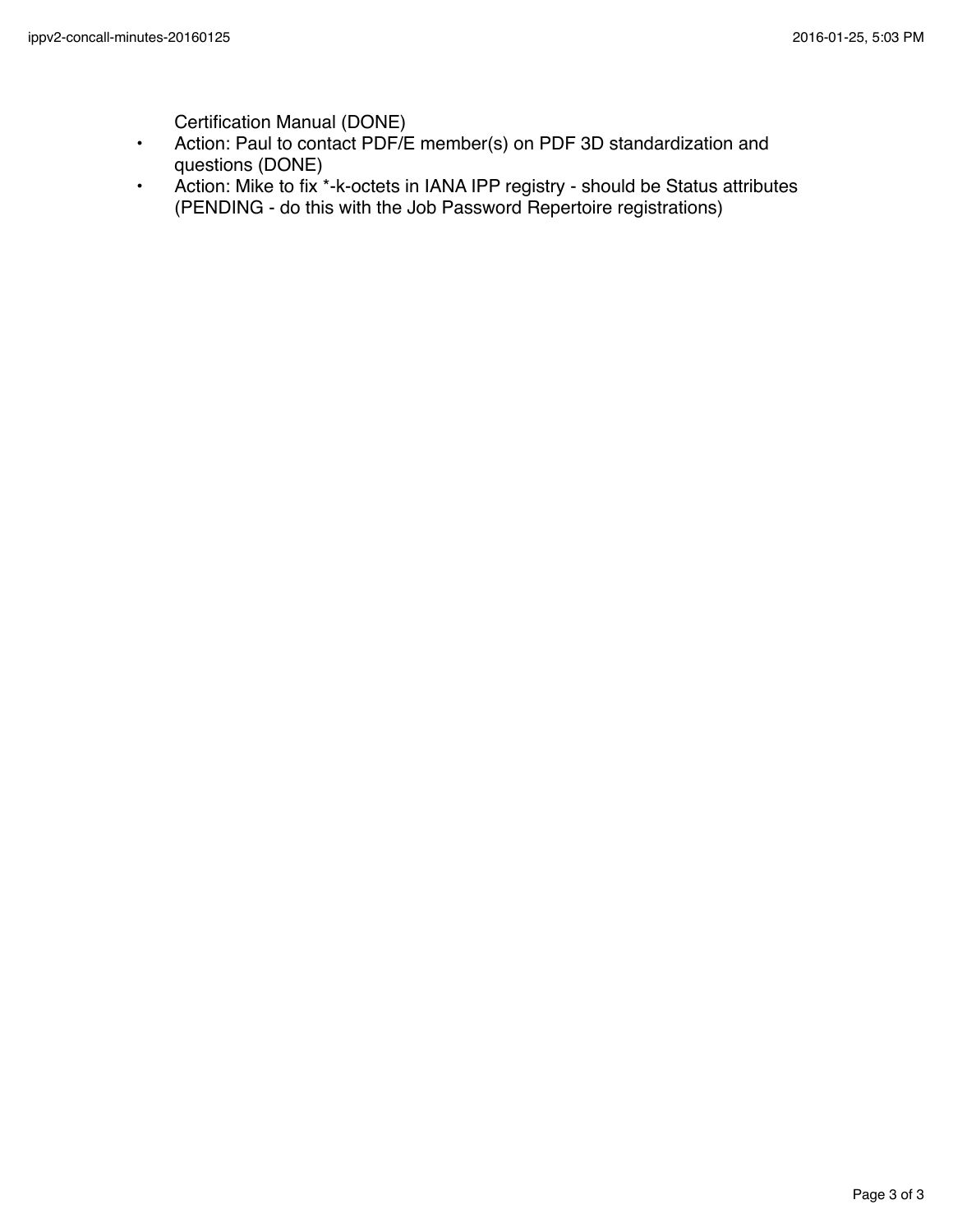Certification Manual (DONE)

- Action: Paul to contact PDF/E member(s) on PDF 3D standardization and questions (DONE)
- Action: Mike to fix *-k-octets in IANA IPP registry - should be Status attributes (PENDING - do this with the Job Password Repertoire registrations)